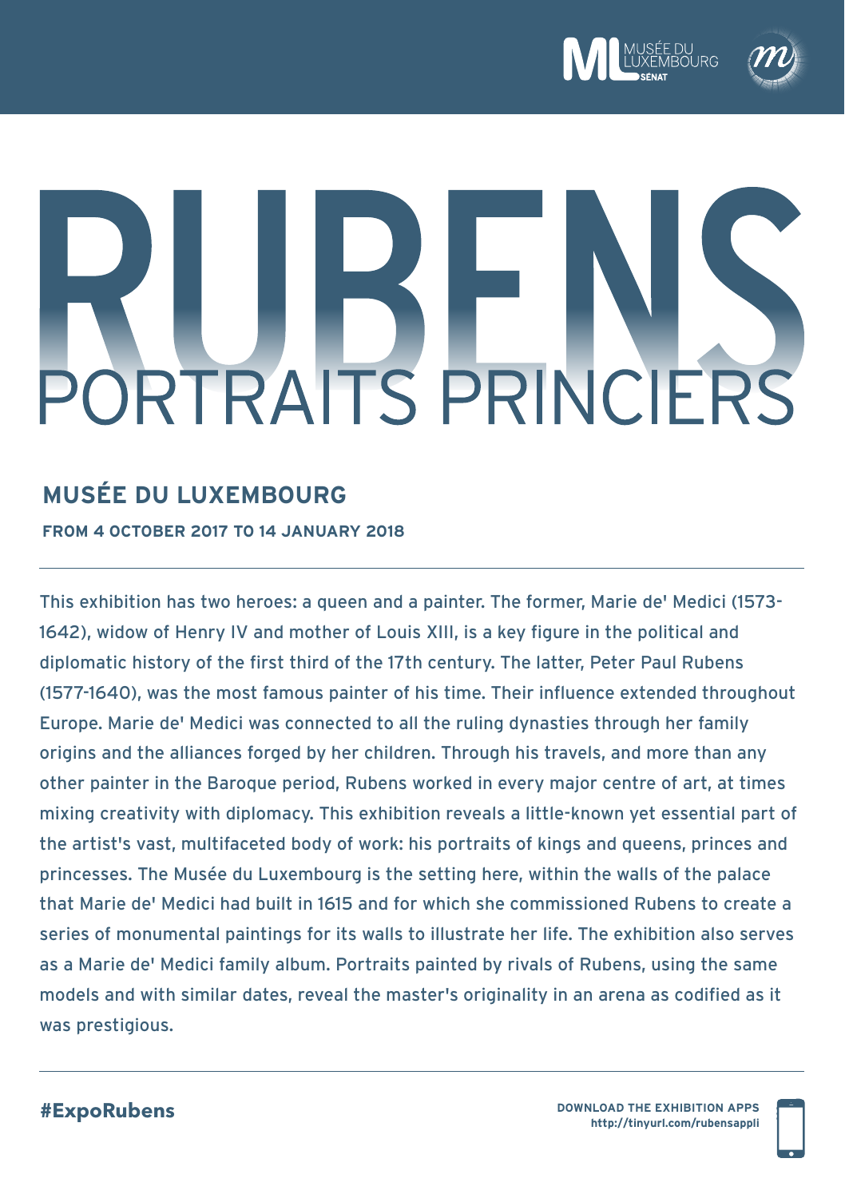# RUBENS
## PORTRAITS PRINCIERS

### MUSÉE DU LUXEMBOURG

**FROM 4 OCTOBER 2017 TO 14 JANUARY 2018**

---

This exhibition has two heroes: a queen and a painter. The former, Marie de' Medici (1573-1642), widow of Henry IV and mother of Louis XIII, is a key figure in the political and diplomatic history of the first third of the 17th century. The latter, Peter Paul Rubens (1577-1640), was the most famous painter of his time. Their influence extended throughout Europe. Marie de' Medici was connected to all the ruling dynasties through her family origins and the alliances forged by her children. Through his travels, and more than any other painter in the Baroque period, Rubens worked in every major centre of art, at times mixing creativity with diplomacy. This exhibition reveals a little-known yet essential part of the artist's vast, multifaceted body of work: his portraits of kings and queens, princes and princesses. The Musée du Luxembourg is the setting here, within the walls of the palace that Marie de' Medici had built in 1615 and for which she commissioned Rubens to create a series of monumental paintings for its walls to illustrate her life. The exhibition also serves as a Marie de' Medici family album. Portraits painted by rivals of Rubens, using the same models and with similar dates, reveal the master's originality in an arena as codified as it was prestigious.

---

**#ExpoRubens**

**DOWNLOAD THE EXHIBITION APPS**
**http://tinyurl.com/rubensappli**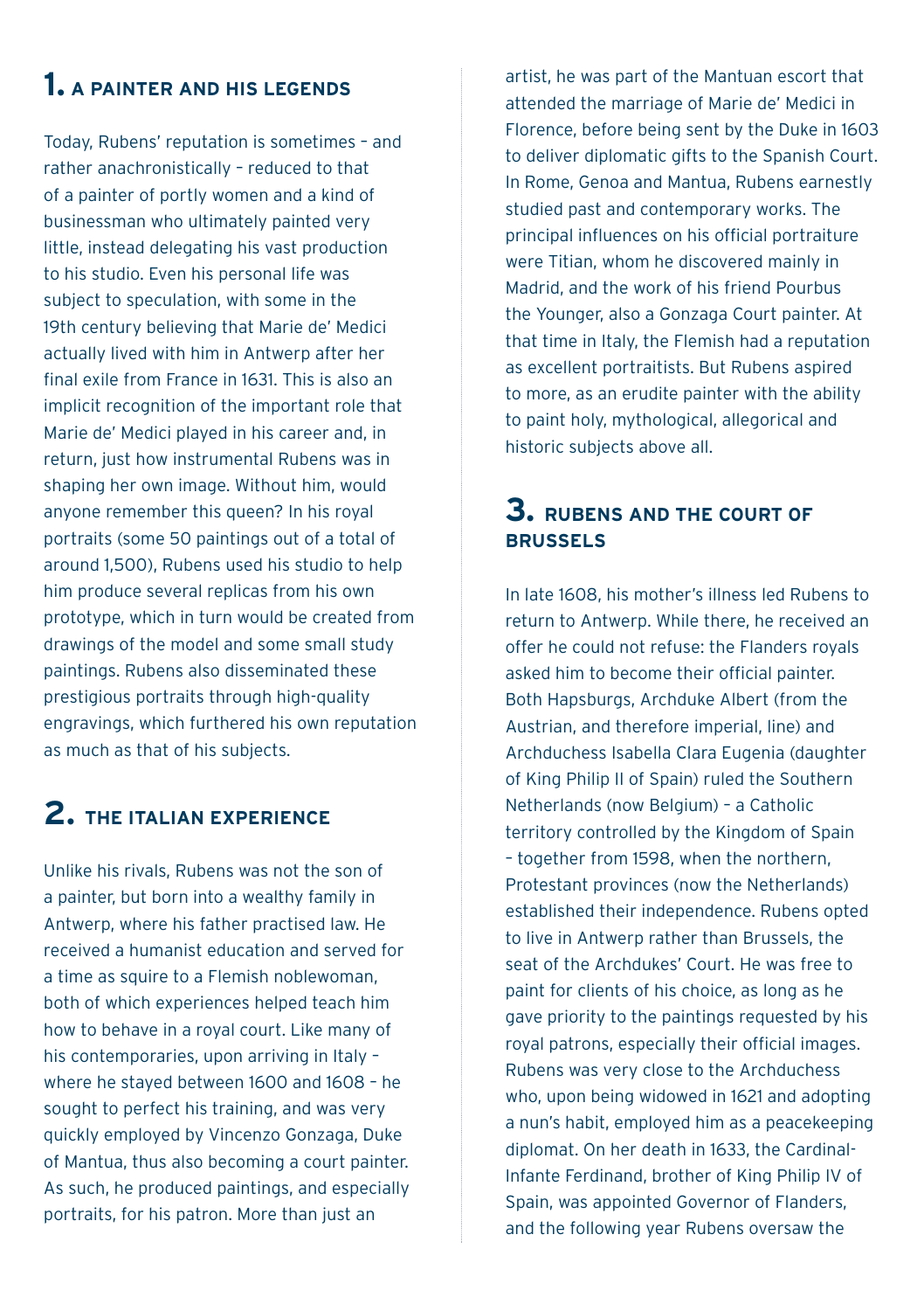## 1. A PAINTER AND HIS LEGENDS

Today, Rubens' reputation is sometimes – and rather anachronistically – reduced to that of a painter of portly women and a kind of businessman who ultimately painted very little, instead delegating his vast production to his studio. Even his personal life was subject to speculation, with some in the 19th century believing that Marie de' Medici actually lived with him in Antwerp after her final exile from France in 1631. This is also an implicit recognition of the important role that Marie de' Medici played in his career and, in return, just how instrumental Rubens was in shaping her own image. Without him, would anyone remember this queen? In his royal portraits (some 50 paintings out of a total of around 1,500), Rubens used his studio to help him produce several replicas from his own prototype, which in turn would be created from drawings of the model and some small study paintings. Rubens also disseminated these prestigious portraits through high-quality engravings, which furthered his own reputation as much as that of his subjects.

## 2. THE ITALIAN EXPERIENCE

Unlike his rivals, Rubens was not the son of a painter, but born into a wealthy family in Antwerp, where his father practised law. He received a humanist education and served for a time as squire to a Flemish noblewoman, both of which experiences helped teach him how to behave in a royal court. Like many of his contemporaries, upon arriving in Italy – where he stayed between 1600 and 1608 – he sought to perfect his training, and was very quickly employed by Vincenzo Gonzaga, Duke of Mantua, thus also becoming a court painter. As such, he produced paintings, and especially portraits, for his patron. More than just an artist, he was part of the Mantuan escort that attended the marriage of Marie de' Medici in Florence, before being sent by the Duke in 1603 to deliver diplomatic gifts to the Spanish Court. In Rome, Genoa and Mantua, Rubens earnestly studied past and contemporary works. The principal influences on his official portraiture were Titian, whom he discovered mainly in Madrid, and the work of his friend Pourbus the Younger, also a Gonzaga Court painter. At that time in Italy, the Flemish had a reputation as excellent portraitists. But Rubens aspired to more, as an erudite painter with the ability to paint holy, mythological, allegorical and historic subjects above all.

## 3. RUBENS AND THE COURT OF BRUSSELS

In late 1608, his mother's illness led Rubens to return to Antwerp. While there, he received an offer he could not refuse: the Flanders royals asked him to become their official painter. Both Hapsburgs, Archduke Albert (from the Austrian, and therefore imperial, line) and Archduchess Isabella Clara Eugenia (daughter of King Philip II of Spain) ruled the Southern Netherlands (now Belgium) – a Catholic territory controlled by the Kingdom of Spain – together from 1598, when the northern, Protestant provinces (now the Netherlands) established their independence. Rubens opted to live in Antwerp rather than Brussels, the seat of the Archdukes' Court. He was free to paint for clients of his choice, as long as he gave priority to the paintings requested by his royal patrons, especially their official images. Rubens was very close to the Archduchess who, upon being widowed in 1621 and adopting a nun's habit, employed him as a peacekeeping diplomat. On her death in 1633, the Cardinal-Infante Ferdinand, brother of King Philip IV of Spain, was appointed Governor of Flanders, and the following year Rubens oversaw the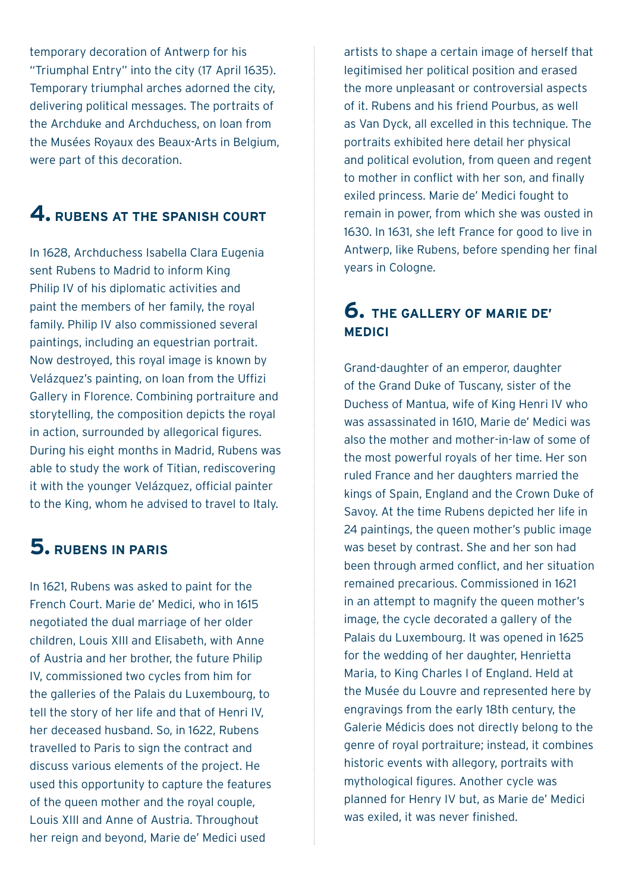temporary decoration of Antwerp for his "Triumphal Entry" into the city (17 April 1635). Temporary triumphal arches adorned the city, delivering political messages. The portraits of the Archduke and Archduchess, on loan from the Musées Royaux des Beaux-Arts in Belgium, were part of this decoration.

## 4. RUBENS AT THE SPANISH COURT

In 1628, Archduchess Isabella Clara Eugenia sent Rubens to Madrid to inform King Philip IV of his diplomatic activities and paint the members of her family, the royal family. Philip IV also commissioned several paintings, including an equestrian portrait. Now destroyed, this royal image is known by Velázquez's painting, on loan from the Uffizi Gallery in Florence. Combining portraiture and storytelling, the composition depicts the royal in action, surrounded by allegorical figures. During his eight months in Madrid, Rubens was able to study the work of Titian, rediscovering it with the younger Velázquez, official painter to the King, whom he advised to travel to Italy.

## 5. RUBENS IN PARIS

In 1621, Rubens was asked to paint for the French Court. Marie de' Medici, who in 1615 negotiated the dual marriage of her older children, Louis XIII and Elisabeth, with Anne of Austria and her brother, the future Philip IV, commissioned two cycles from him for the galleries of the Palais du Luxembourg, to tell the story of her life and that of Henri IV, her deceased husband. So, in 1622, Rubens travelled to Paris to sign the contract and discuss various elements of the project. He used this opportunity to capture the features of the queen mother and the royal couple, Louis XIII and Anne of Austria. Throughout her reign and beyond, Marie de' Medici used artists to shape a certain image of herself that legitimised her political position and erased the more unpleasant or controversial aspects of it. Rubens and his friend Pourbus, as well as Van Dyck, all excelled in this technique. The portraits exhibited here detail her physical and political evolution, from queen and regent to mother in conflict with her son, and finally exiled princess. Marie de' Medici fought to remain in power, from which she was ousted in 1630. In 1631, she left France for good to live in Antwerp, like Rubens, before spending her final years in Cologne.

## 6. THE GALLERY OF MARIE DE' MEDICI

Grand-daughter of an emperor, daughter of the Grand Duke of Tuscany, sister of the Duchess of Mantua, wife of King Henri IV who was assassinated in 1610, Marie de' Medici was also the mother and mother-in-law of some of the most powerful royals of her time. Her son ruled France and her daughters married the kings of Spain, England and the Crown Duke of Savoy. At the time Rubens depicted her life in 24 paintings, the queen mother's public image was beset by contrast. She and her son had been through armed conflict, and her situation remained precarious. Commissioned in 1621 in an attempt to magnify the queen mother's image, the cycle decorated a gallery of the Palais du Luxembourg. It was opened in 1625 for the wedding of her daughter, Henrietta Maria, to King Charles I of England. Held at the Musée du Louvre and represented here by engravings from the early 18th century, the Galerie Médicis does not directly belong to the genre of royal portraiture; instead, it combines historic events with allegory, portraits with mythological figures. Another cycle was planned for Henry IV but, as Marie de' Medici was exiled, it was never finished.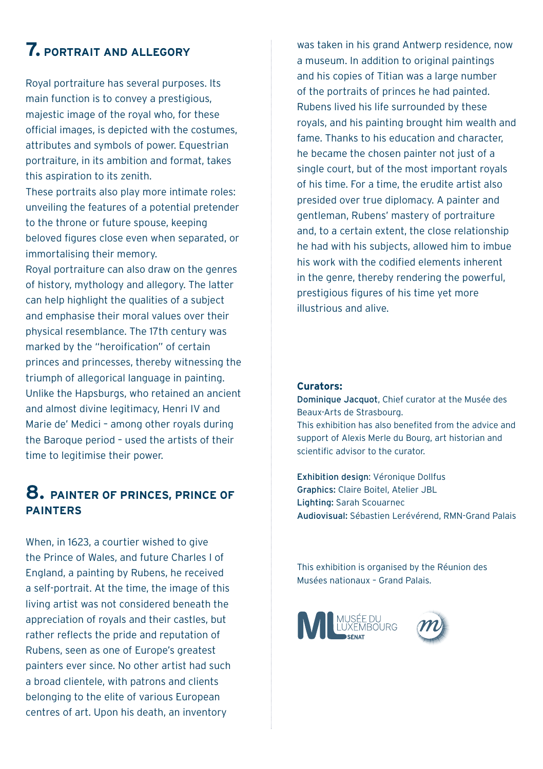## 7. PORTRAIT AND ALLEGORY

Royal portraiture has several purposes. Its main function is to convey a prestigious, majestic image of the royal who, for these official images, is depicted with the costumes, attributes and symbols of power. Equestrian portraiture, in its ambition and format, takes this aspiration to its zenith.

These portraits also play more intimate roles: unveiling the features of a potential pretender to the throne or future spouse, keeping beloved figures close even when separated, or immortalising their memory.

Royal portraiture can also draw on the genres of history, mythology and allegory. The latter can help highlight the qualities of a subject and emphasise their moral values over their physical resemblance. The 17th century was marked by the "heroification" of certain princes and princesses, thereby witnessing the triumph of allegorical language in painting. Unlike the Hapsburgs, who retained an ancient and almost divine legitimacy, Henri IV and Marie de' Medici – among other royals during the Baroque period – used the artists of their time to legitimise their power.

## 8. PAINTER OF PRINCES, PRINCE OF PAINTERS

When, in 1623, a courtier wished to give the Prince of Wales, and future Charles I of England, a painting by Rubens, he received a self-portrait. At the time, the image of this living artist was not considered beneath the appreciation of royals and their castles, but rather reflects the pride and reputation of Rubens, seen as one of Europe's greatest painters ever since. No other artist had such a broad clientele, with patrons and clients belonging to the elite of various European centres of art. Upon his death, an inventory was taken in his grand Antwerp residence, now a museum. In addition to original paintings and his copies of Titian was a large number of the portraits of princes he had painted. Rubens lived his life surrounded by these royals, and his painting brought him wealth and fame. Thanks to his education and character, he became the chosen painter not just of a single court, but of the most important royals of his time. For a time, the erudite artist also presided over true diplomacy. A painter and gentleman, Rubens' mastery of portraiture and, to a certain extent, the close relationship he had with his subjects, allowed him to imbue his work with the codified elements inherent in the genre, thereby rendering the powerful, prestigious figures of his time yet more illustrious and alive.

**Curators:**
**Dominique Jacquot**, Chief curator at the Musée des Beaux-Arts de Strasbourg.
This exhibition has also benefited from the advice and support of Alexis Merle du Bourg, art historian and scientific advisor to the curator.

**Exhibition design**: Véronique Dollfus
**Graphics:** Claire Boitel, Atelier JBL
**Lighting:** Sarah Scouarnec
**Audiovisual:** Sébastien Lerévérend, RMN-Grand Palais

This exhibition is organised by the Réunion des Musées nationaux – Grand Palais.

ML MUSÉE DU LUXEMBOURG SÉNAT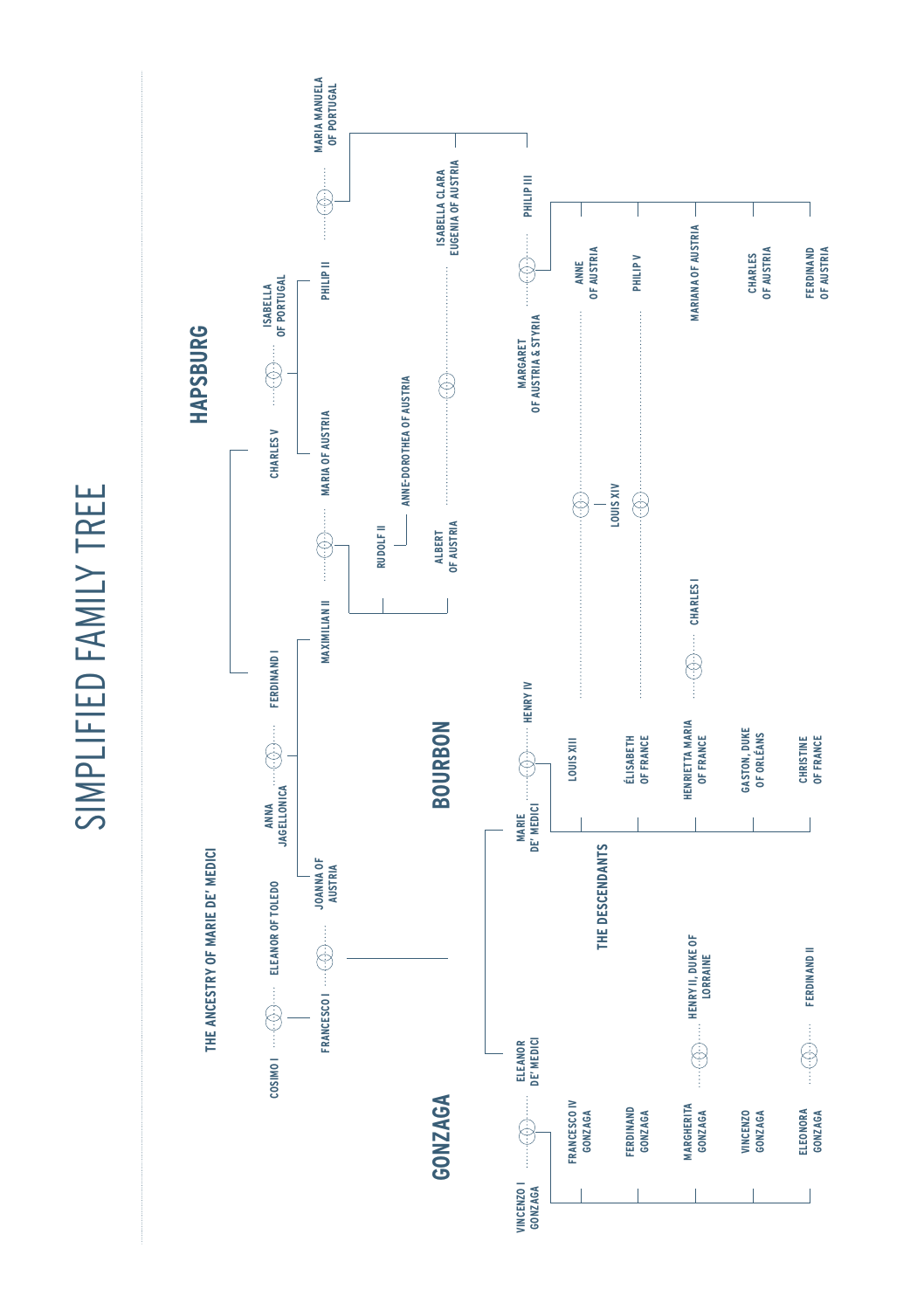# SIMPLIFIED FAMILY TREE

## THE ANCESTRY OF MARIE DE' MEDICI

- COSIMO I ⚭ ELEANOR OF TOLEDO
  - FRANCESCO I ⚭ JOANNA OF AUSTRIA
- ANNA JAGELLONICA ⚭ FERDINAND I
  - JOANNA OF AUSTRIA
  - MAXIMILIAN II

## HAPSBURG

- CHARLES V ⚭ ISABELLA OF PORTUGAL
  - MARIA OF AUSTRIA
  - PHILIP II ⚭ MARIA MANUELA OF PORTUGAL
- MAXIMILIAN II ⚭ MARIA OF AUSTRIA
  - RUDOLF II
    - ANNE-DOROTHEA OF AUSTRIA
  - ALBERT OF AUSTRIA ⚭ ISABELLA CLARA EUGENIA OF AUSTRIA
- PHILIP II
  - ISABELLA CLARA EUGENIA OF AUSTRIA
  - PHILIP III
- MARGARET OF AUSTRIA & STYRIA ⚭ PHILIP III
  - ANNE OF AUSTRIA
  - PHILIP V
  - MARIANA OF AUSTRIA
  - CHARLES OF AUSTRIA
  - FERDINAND OF AUSTRIA

## BOURBON

- FRANCESCO I ⚭ JOANNA OF AUSTRIA
  - ELEANOR DE' MEDICI
  - MARIE DE' MEDICI
- MARIE DE' MEDICI ⚭ HENRY IV

## THE DESCENDANTS

- MARIE DE' MEDICI ⚭ HENRY IV
  - LOUIS XIII ⚭ ANNE OF AUSTRIA
    - LOUIS XIV
  - ÉLISABETH OF FRANCE ⚭ PHILIP V
  - HENRIETTA MARIA OF FRANCE ⚭ CHARLES I
  - GASTON, DUKE OF ORLÉANS
  - CHRISTINE OF FRANCE

## GONZAGA

- VINCENZO I GONZAGA ⚭ ELEANOR DE' MEDICI
  - FRANCESCO IV GONZAGA
  - FERDINAND GONZAGA
  - MARGHERITA GONZAGA ⚭ HENRY II, DUKE OF LORRAINE
  - VINCENZO GONZAGA
  - ELEONORA GONZAGA ⚭ FERDINAND II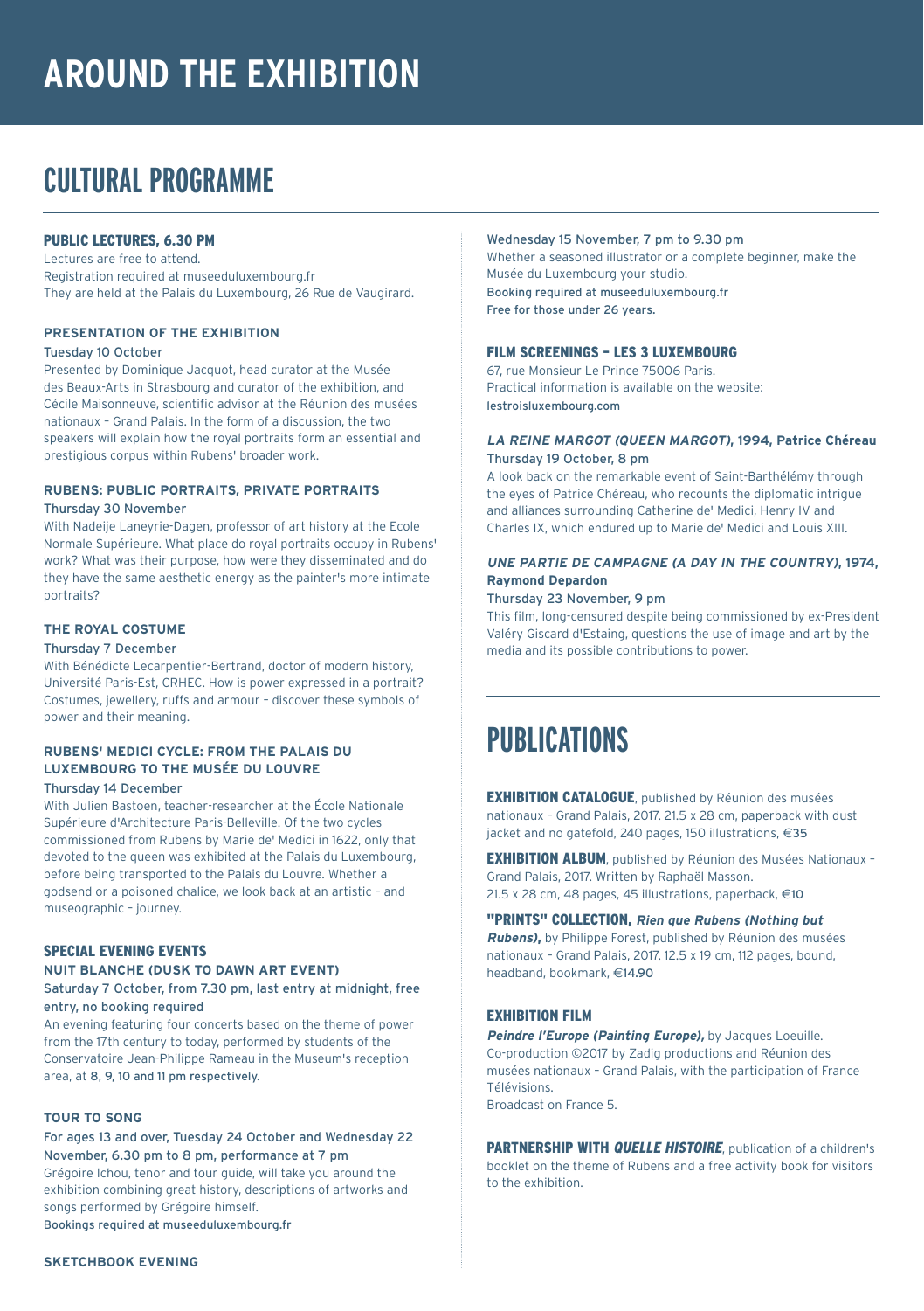# AROUND THE EXHIBITION

## CULTURAL PROGRAMME

### PUBLIC LECTURES, 6.30 PM

Lectures are free to attend.
Registration required at museeduluxembourg.fr
They are held at the Palais du Luxembourg, 26 Rue de Vaugirard.

#### PRESENTATION OF THE EXHIBITION

Tuesday 10 October

Presented by Dominique Jacquot, head curator at the Musée des Beaux-Arts in Strasbourg and curator of the exhibition, and Cécile Maisonneuve, scientific advisor at the Réunion des musées nationaux – Grand Palais. In the form of a discussion, the two speakers will explain how the royal portraits form an essential and prestigious corpus within Rubens' broader work.

#### RUBENS: PUBLIC PORTRAITS, PRIVATE PORTRAITS

Thursday 30 November

With Nadeije Laneyrie-Dagen, professor of art history at the Ecole Normale Supérieure. What place do royal portraits occupy in Rubens' work? What was their purpose, how were they disseminated and do they have the same aesthetic energy as the painter's more intimate portraits?

#### THE ROYAL COSTUME

Thursday 7 December

With Bénédicte Lecarpentier-Bertrand, doctor of modern history, Université Paris-Est, CRHEC. How is power expressed in a portrait? Costumes, jewellery, ruffs and armour – discover these symbols of power and their meaning.

#### RUBENS' MEDICI CYCLE: FROM THE PALAIS DU LUXEMBOURG TO THE MUSÉE DU LOUVRE

Thursday 14 December

With Julien Bastoen, teacher-researcher at the École Nationale Supérieure d'Architecture Paris-Belleville. Of the two cycles commissioned from Rubens by Marie de' Medici in 1622, only that devoted to the queen was exhibited at the Palais du Luxembourg, before being transported to the Palais du Louvre. Whether a godsend or a poisoned chalice, we look back at an artistic – and museographic – journey.

### SPECIAL EVENING EVENTS

#### NUIT BLANCHE (DUSK TO DAWN ART EVENT)

Saturday 7 October, from 7.30 pm, last entry at midnight, free entry, no booking required

An evening featuring four concerts based on the theme of power from the 17th century to today, performed by students of the Conservatoire Jean-Philippe Rameau in the Museum's reception area, at 8, 9, 10 and 11 pm respectively.

#### TOUR TO SONG

For ages 13 and over, Tuesday 24 October and Wednesday 22 November, 6.30 pm to 8 pm, performance at 7 pm

Grégoire Ichou, tenor and tour guide, will take you around the exhibition combining great history, descriptions of artworks and songs performed by Grégoire himself.

Bookings required at museeduluxembourg.fr

#### SKETCHBOOK EVENING

Wednesday 15 November, 7 pm to 9.30 pm

Whether a seasoned illustrator or a complete beginner, make the Musée du Luxembourg your studio.

Booking required at museeduluxembourg.fr
Free for those under 26 years.

### FILM SCREENINGS – LES 3 LUXEMBOURG

67, rue Monsieur Le Prince 75006 Paris.
Practical information is available on the website:
lestroisluxembourg.com

#### *LA REINE MARGOT (QUEEN MARGOT)*, 1994, Patrice Chéreau

Thursday 19 October, 8 pm

A look back on the remarkable event of Saint-Barthélémy through the eyes of Patrice Chéreau, who recounts the diplomatic intrigue and alliances surrounding Catherine de' Medici, Henry IV and Charles IX, which endured up to Marie de' Medici and Louis XIII.

#### *UNE PARTIE DE CAMPAGNE (A DAY IN THE COUNTRY)*, 1974, Raymond Depardon

Thursday 23 November, 9 pm

This film, long-censured despite being commissioned by ex-President Valéry Giscard d'Estaing, questions the use of image and art by the media and its possible contributions to power.

## PUBLICATIONS

**EXHIBITION CATALOGUE**, published by Réunion des musées nationaux – Grand Palais, 2017. 21.5 x 28 cm, paperback with dust jacket and no gatefold, 240 pages, 150 illustrations, €35

**EXHIBITION ALBUM**, published by Réunion des Musées Nationaux – Grand Palais, 2017. Written by Raphaël Masson. 21.5 x 28 cm, 48 pages, 45 illustrations, paperback, €10

**"PRINTS" COLLECTION, *Rien que Rubens (Nothing but Rubens)*,** by Philippe Forest, published by Réunion des musées nationaux – Grand Palais, 2017. 12.5 x 19 cm, 112 pages, bound, headband, bookmark, €14.90

### EXHIBITION FILM

***Peindre l'Europe (Painting Europe)*,** by Jacques Loeuille. Co-production ©2017 by Zadig productions and Réunion des musées nationaux – Grand Palais, with the participation of France Télévisions.
Broadcast on France 5.

**PARTNERSHIP WITH *QUELLE HISTOIRE***, publication of a children's booklet on the theme of Rubens and a free activity book for visitors to the exhibition.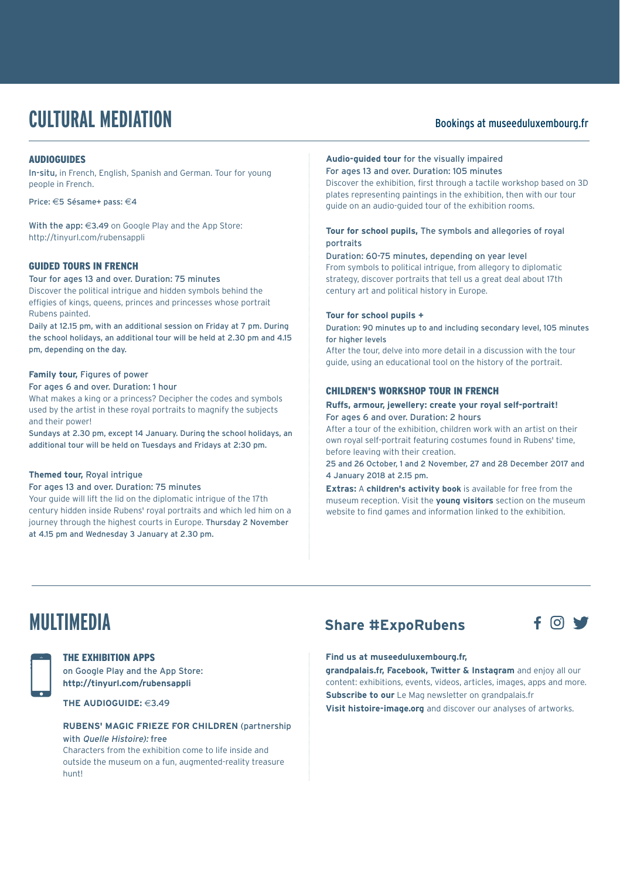# CULTURAL MEDIATION

Bookings at museeduluxembourg.fr

## AUDIOGUIDES

In-situ, in French, English, Spanish and German. Tour for young people in French.

Price: €5 Sésame+ pass: €4

With the app: €3.49 on Google Play and the App Store: http://tinyurl.com/rubensappli

## GUIDED TOURS IN FRENCH

Tour for ages 13 and over. Duration: 75 minutes

Discover the political intrigue and hidden symbols behind the effigies of kings, queens, princes and princesses whose portrait Rubens painted.

Daily at 12.15 pm, with an additional session on Friday at 7 pm. During the school holidays, an additional tour will be held at 2.30 pm and 4.15 pm, depending on the day.

**Family tour,** Figures of power

For ages 6 and over. Duration: 1 hour

What makes a king or a princess? Decipher the codes and symbols used by the artist in these royal portraits to magnify the subjects and their power!

Sundays at 2.30 pm, except 14 January. During the school holidays, an additional tour will be held on Tuesdays and Fridays at 2:30 pm.

**Themed tour,** Royal intrigue

For ages 13 and over. Duration: 75 minutes

Your guide will lift the lid on the diplomatic intrigue of the 17th century hidden inside Rubens' royal portraits and which led him on a journey through the highest courts in Europe. Thursday 2 November at 4.15 pm and Wednesday 3 January at 2.30 pm.

**Audio-guided tour** for the visually impaired

For ages 13 and over. Duration: 105 minutes

Discover the exhibition, first through a tactile workshop based on 3D plates representing paintings in the exhibition, then with our tour guide on an audio-guided tour of the exhibition rooms.

**Tour for school pupils,** The symbols and allegories of royal portraits

Duration: 60-75 minutes, depending on year level

From symbols to political intrigue, from allegory to diplomatic strategy, discover portraits that tell us a great deal about 17th century art and political history in Europe.

**Tour for school pupils +**

Duration: 90 minutes up to and including secondary level, 105 minutes for higher levels

After the tour, delve into more detail in a discussion with the tour guide, using an educational tool on the history of the portrait.

## CHILDREN'S WORKSHOP TOUR IN FRENCH

**Ruffs, armour, jewellery: create your royal self-portrait!**

For ages 6 and over. Duration: 2 hours

After a tour of the exhibition, children work with an artist on their own royal self-portrait featuring costumes found in Rubens' time, before leaving with their creation.

25 and 26 October, 1 and 2 November, 27 and 28 December 2017 and 4 January 2018 at 2.15 pm.

**Extras:** A **children's activity book** is available for free from the museum reception. Visit the **young visitors** section on the museum website to find games and information linked to the exhibition.

# MULTIMEDIA

## THE EXHIBITION APPS

on Google Play and the App Store: **http://tinyurl.com/rubensappli**

**THE AUDIOGUIDE:** €3.49

**RUBENS' MAGIC FRIEZE FOR CHILDREN** (partnership with *Quelle Histoire):* free

Characters from the exhibition come to life inside and outside the museum on a fun, augmented-reality treasure hunt!

## Share #ExpoRubens

**Find us at museeduluxembourg.fr, grandpalais.fr, Facebook, Twitter & Instagram** and enjoy all our content: exhibitions, events, videos, articles, images, apps and more.

**Subscribe to our** Le Mag newsletter on grandpalais.fr

**Visit histoire-image.org** and discover our analyses of artworks.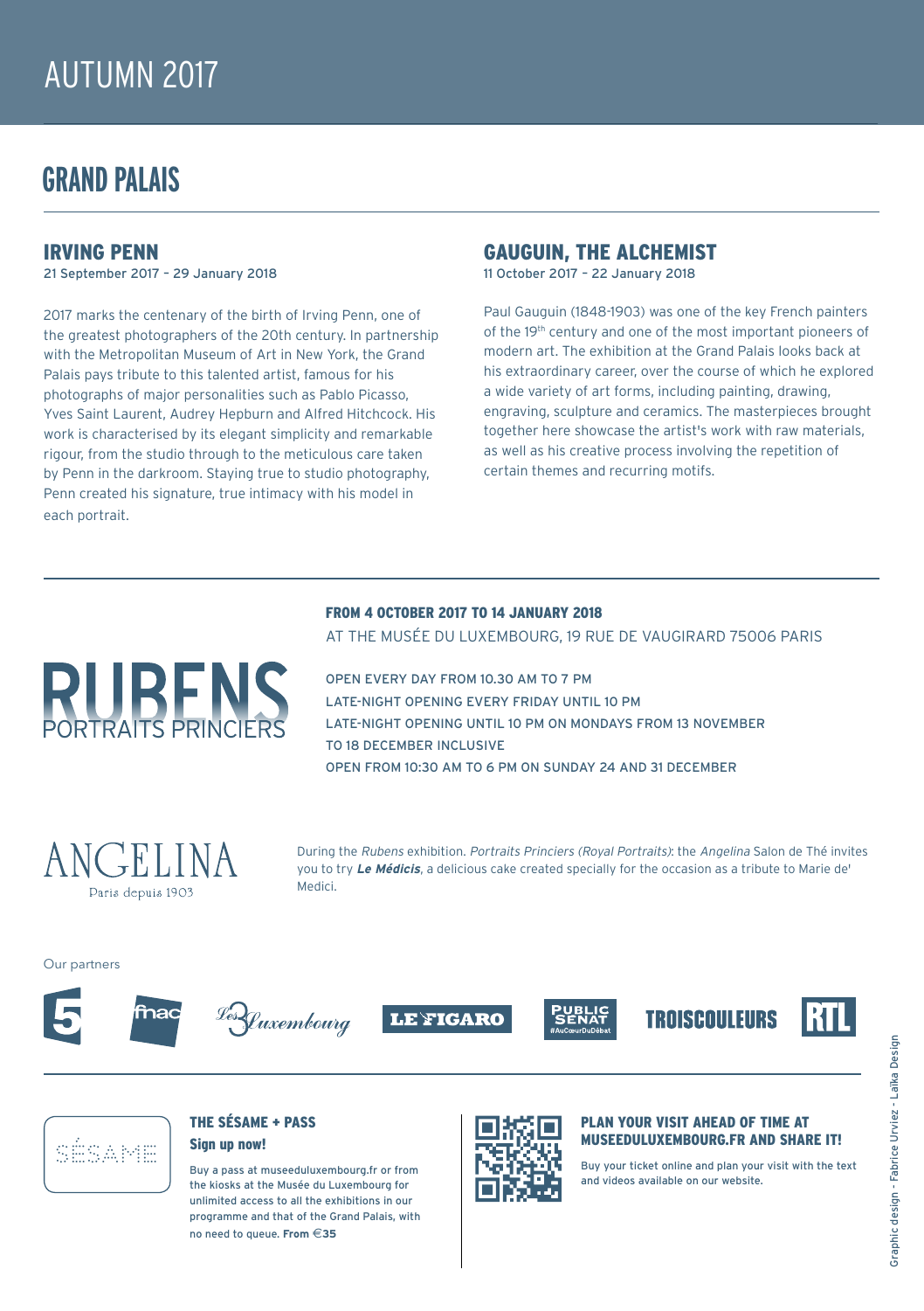# AUTUMN 2017

## GRAND PALAIS

### IRVING PENN

21 September 2017 – 29 January 2018

2017 marks the centenary of the birth of Irving Penn, one of the greatest photographers of the 20th century. In partnership with the Metropolitan Museum of Art in New York, the Grand Palais pays tribute to this talented artist, famous for his photographs of major personalities such as Pablo Picasso, Yves Saint Laurent, Audrey Hepburn and Alfred Hitchcock. His work is characterised by its elegant simplicity and remarkable rigour, from the studio through to the meticulous care taken by Penn in the darkroom. Staying true to studio photography, Penn created his signature, true intimacy with his model in each portrait.

### GAUGUIN, THE ALCHEMIST

11 October 2017 – 22 January 2018

Paul Gauguin (1848-1903) was one of the key French painters of the 19th century and one of the most important pioneers of modern art. The exhibition at the Grand Palais looks back at his extraordinary career, over the course of which he explored a wide variety of art forms, including painting, drawing, engraving, sculpture and ceramics. The masterpieces brought together here showcase the artist's work with raw materials, as well as his creative process involving the repetition of certain themes and recurring motifs.

## RUBENS PORTRAITS PRINCIERS

**FROM 4 OCTOBER 2017 TO 14 JANUARY 2018**

AT THE MUSÉE DU LUXEMBOURG, 19 RUE DE VAUGIRARD 75006 PARIS

OPEN EVERY DAY FROM 10.30 AM TO 7 PM
LATE-NIGHT OPENING EVERY FRIDAY UNTIL 10 PM
LATE-NIGHT OPENING UNTIL 10 PM ON MONDAYS FROM 13 NOVEMBER TO 18 DECEMBER INCLUSIVE
OPEN FROM 10:30 AM TO 6 PM ON SUNDAY 24 AND 31 DECEMBER

ANGELINA
Paris depuis 1903

During the *Rubens* exhibition. *Portraits Princiers (Royal Portraits)*: the *Angelina* Salon de Thé invites you to try ***Le Médicis***, a delicious cake created specially for the occasion as a tribute to Marie de' Medici.

Our partners

5 · fnac · Les 3 Luxembourg · LE FIGARO · PUBLIC SÉNAT #AuCœurDuDébat · TROISCOULEURS · RTL

SÉSAME

### THE SÉSAME + PASS

**Sign up now!**

Buy a pass at museeduluxembourg.fr or from the kiosks at the Musée du Luxembourg for unlimited access to all the exhibitions in our programme and that of the Grand Palais, with no need to queue. **From €35**

### PLAN YOUR VISIT AHEAD OF TIME AT MUSEEDULUXEMBOURG.FR AND SHARE IT!

Buy your ticket online and plan your visit with the text and videos available on our website.

Graphic design - Fabrice Urviez - Laïka Design